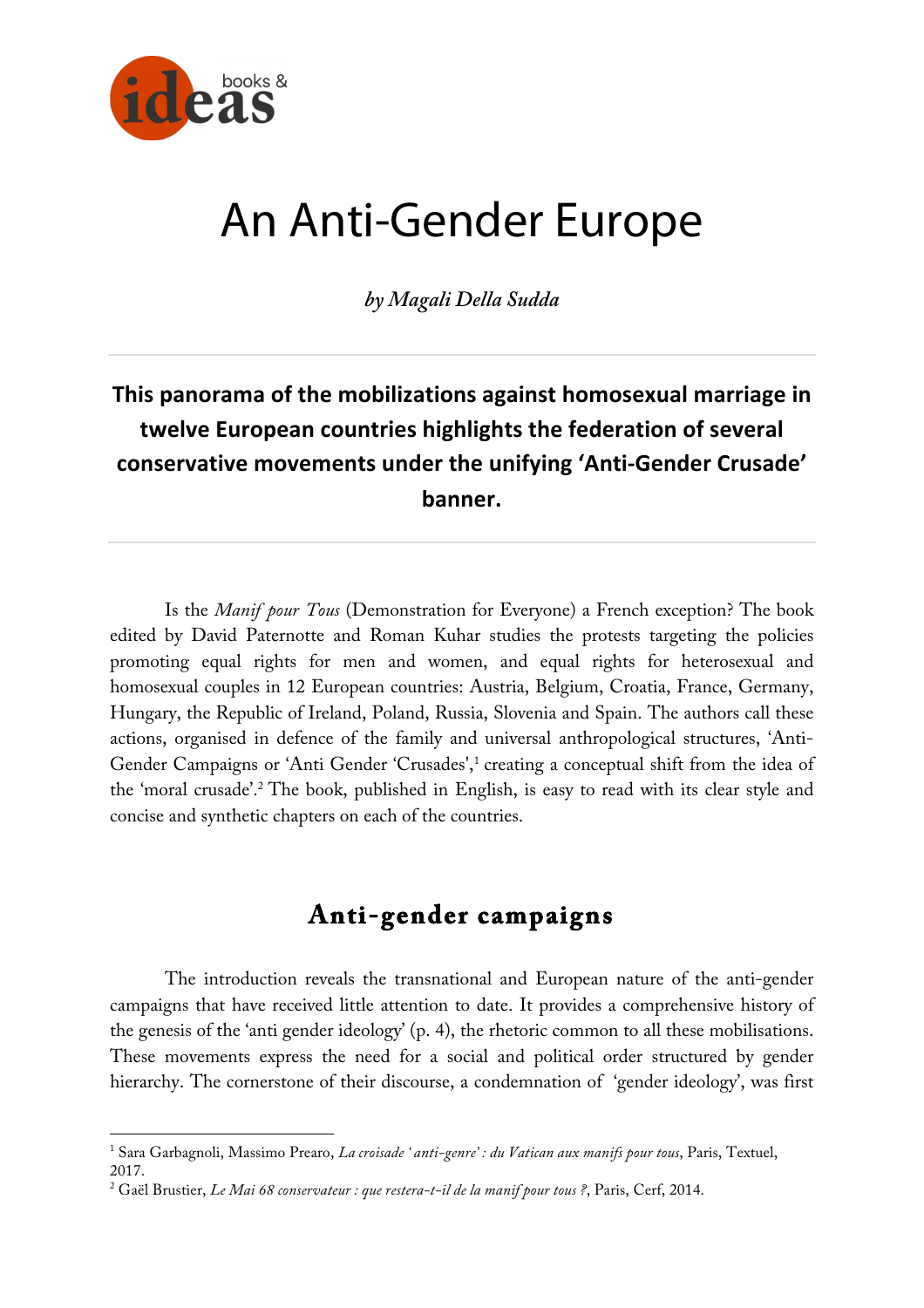# An Anti-Gender Europe

*by Magali Della Sudda*

**This panorama of the mobilizations against homosexual marriage in twelve European countries highlights the federation of several conservative movements under the unifying 'Anti-Gender Crusade' banner.**

Is the *Manif pour Tous* (Demonstration for Everyone) a French exception? The book edited by David Paternotte and Roman Kuhar studies the protests targeting the policies promoting equal rights for men and women, and equal rights for heterosexual and homosexual couples in 12 European countries: Austria, Belgium, Croatia, France, Germany, Hungary, the Republic of Ireland, Poland, Russia, Slovenia and Spain. The authors call these actions, organised in defence of the family and universal anthropological structures, 'Anti-Gender Campaigns or 'Anti Gender 'Crusades',[1] creating a conceptual shift from the idea of the 'moral crusade'.[2] The book, published in English, is easy to read with its clear style and concise and synthetic chapters on each of the countries.

## Anti-gender campaigns

The introduction reveals the transnational and European nature of the anti-gender campaigns that have received little attention to date. It provides a comprehensive history of the genesis of the 'anti gender ideology' (p. 4), the rhetoric common to all these mobilisations. These movements express the need for a social and political order structured by gender hierarchy. The cornerstone of their discourse, a condemnation of 'gender ideology', was first

[1] Sara Garbagnoli, Massimo Prearo, *La croisade 'anti-genre' : du Vatican aux manifs pour tous*, Paris, Textuel, 2017.

[2] Gaël Brustier, *Le Mai 68 conservateur : que restera-t-il de la manif pour tous ?*, Paris, Cerf, 2014.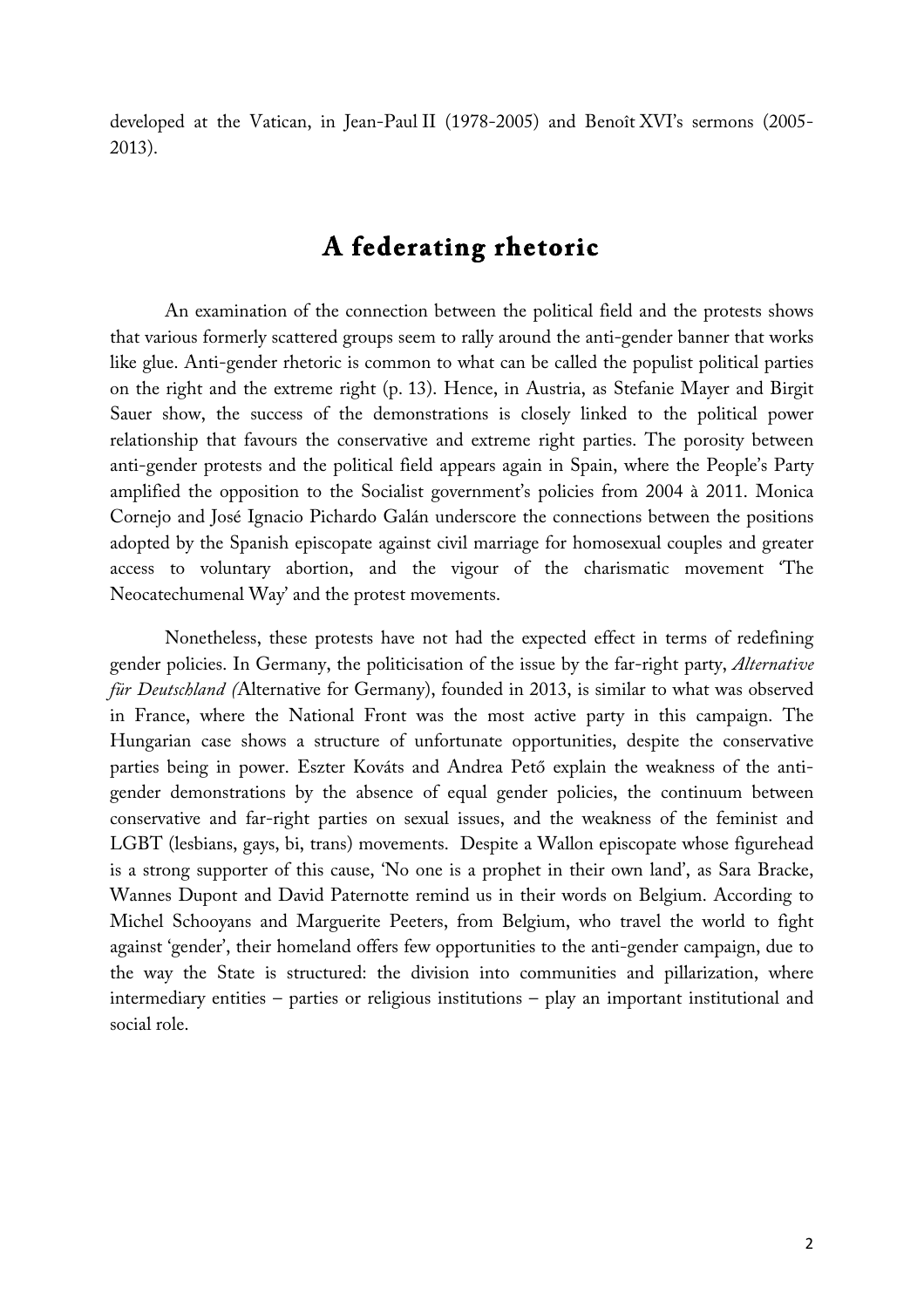developed at the Vatican, in Jean-Paul II (1978-2005) and Benoît XVI's sermons (2005-2013).

## A federating rhetoric

An examination of the connection between the political field and the protests shows that various formerly scattered groups seem to rally around the anti-gender banner that works like glue. Anti-gender rhetoric is common to what can be called the populist political parties on the right and the extreme right (p. 13). Hence, in Austria, as Stefanie Mayer and Birgit Sauer show, the success of the demonstrations is closely linked to the political power relationship that favours the conservative and extreme right parties. The porosity between anti-gender protests and the political field appears again in Spain, where the People's Party amplified the opposition to the Socialist government's policies from 2004 à 2011. Monica Cornejo and José Ignacio Pichardo Galán underscore the connections between the positions adopted by the Spanish episcopate against civil marriage for homosexual couples and greater access to voluntary abortion, and the vigour of the charismatic movement 'The Neocatechumenal Way' and the protest movements.

Nonetheless, these protests have not had the expected effect in terms of redefining gender policies. In Germany, the politicisation of the issue by the far-right party, *Alternative für Deutschland (*Alternative for Germany), founded in 2013, is similar to what was observed in France, where the National Front was the most active party in this campaign. The Hungarian case shows a structure of unfortunate opportunities, despite the conservative parties being in power. Eszter Kováts and Andrea Pető explain the weakness of the anti-gender demonstrations by the absence of equal gender policies, the continuum between conservative and far-right parties on sexual issues, and the weakness of the feminist and LGBT (lesbians, gays, bi, trans) movements. Despite a Wallon episcopate whose figurehead is a strong supporter of this cause, 'No one is a prophet in their own land', as Sara Bracke, Wannes Dupont and David Paternotte remind us in their words on Belgium. According to Michel Schooyans and Marguerite Peeters, from Belgium, who travel the world to fight against 'gender', their homeland offers few opportunities to the anti-gender campaign, due to the way the State is structured: the division into communities and pillarization, where intermediary entities – parties or religious institutions – play an important institutional and social role.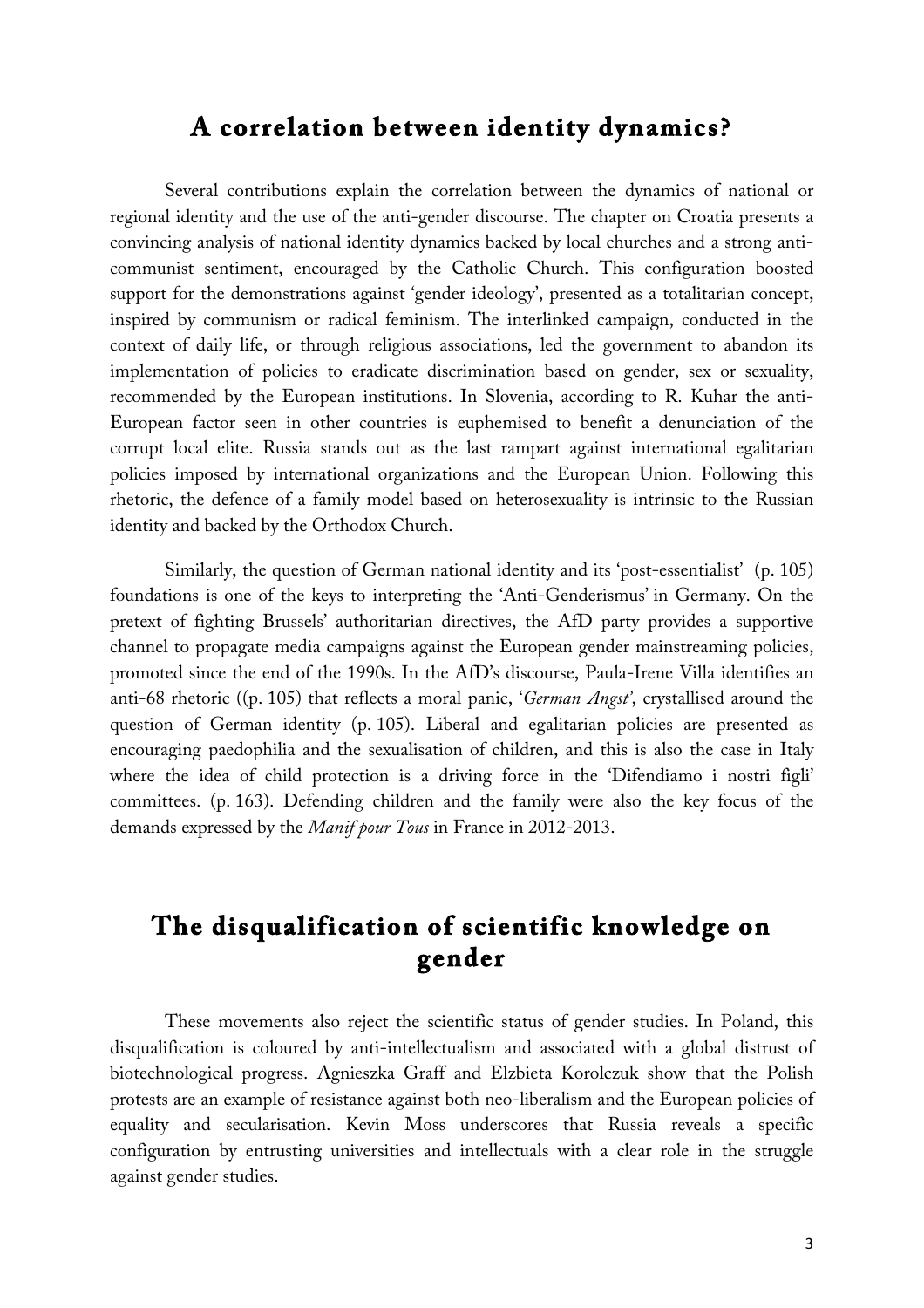## A correlation between identity dynamics?

Several contributions explain the correlation between the dynamics of national or regional identity and the use of the anti-gender discourse. The chapter on Croatia presents a convincing analysis of national identity dynamics backed by local churches and a strong anti-communist sentiment, encouraged by the Catholic Church. This configuration boosted support for the demonstrations against 'gender ideology', presented as a totalitarian concept, inspired by communism or radical feminism. The interlinked campaign, conducted in the context of daily life, or through religious associations, led the government to abandon its implementation of policies to eradicate discrimination based on gender, sex or sexuality, recommended by the European institutions. In Slovenia, according to R. Kuhar the anti-European factor seen in other countries is euphemised to benefit a denunciation of the corrupt local elite. Russia stands out as the last rampart against international egalitarian policies imposed by international organizations and the European Union. Following this rhetoric, the defence of a family model based on heterosexuality is intrinsic to the Russian identity and backed by the Orthodox Church.

Similarly, the question of German national identity and its 'post-essentialist' (p. 105) foundations is one of the keys to interpreting the 'Anti-Genderismus' in Germany. On the pretext of fighting Brussels' authoritarian directives, the AfD party provides a supportive channel to propagate media campaigns against the European gender mainstreaming policies, promoted since the end of the 1990s. In the AfD's discourse, Paula-Irene Villa identifies an anti-68 rhetoric ((p. 105) that reflects a moral panic, '*German Angst*', crystallised around the question of German identity (p. 105). Liberal and egalitarian policies are presented as encouraging paedophilia and the sexualisation of children, and this is also the case in Italy where the idea of child protection is a driving force in the 'Difendiamo i nostri figli' committees. (p. 163). Defending children and the family were also the key focus of the demands expressed by the *Manif pour Tous* in France in 2012-2013.

## The disqualification of scientific knowledge on gender

These movements also reject the scientific status of gender studies. In Poland, this disqualification is coloured by anti-intellectualism and associated with a global distrust of biotechnological progress. Agnieszka Graff and Elzbieta Korolczuk show that the Polish protests are an example of resistance against both neo-liberalism and the European policies of equality and secularisation. Kevin Moss underscores that Russia reveals a specific configuration by entrusting universities and intellectuals with a clear role in the struggle against gender studies.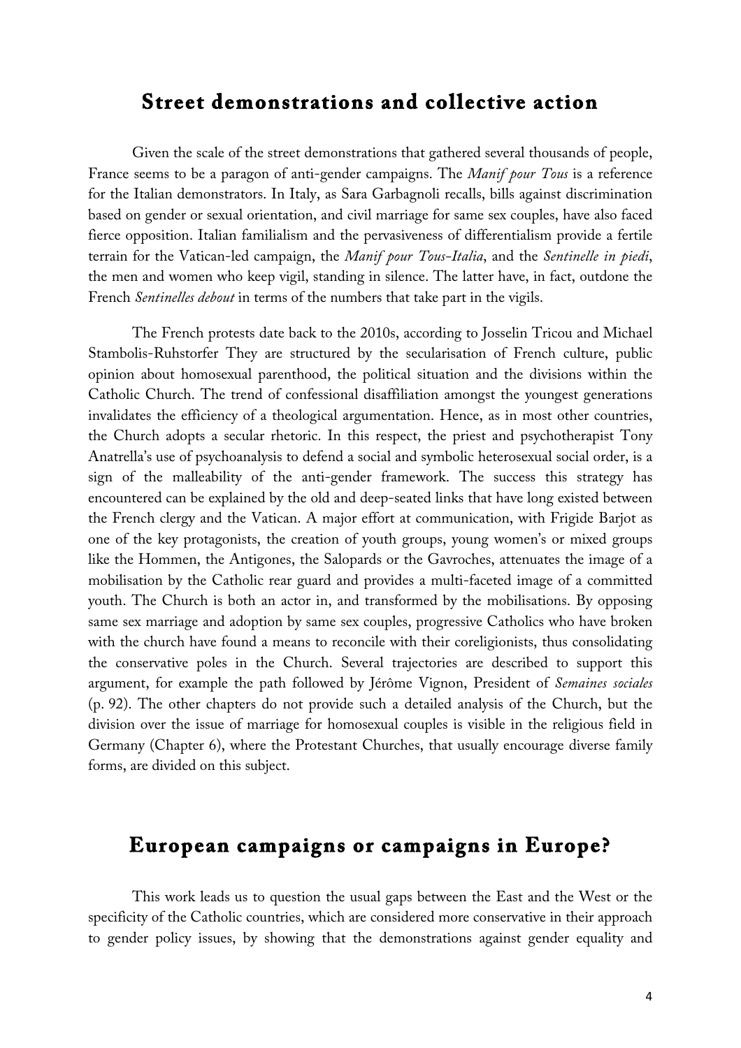## Street demonstrations and collective action

Given the scale of the street demonstrations that gathered several thousands of people, France seems to be a paragon of anti-gender campaigns. The *Manif pour Tous* is a reference for the Italian demonstrators. In Italy, as Sara Garbagnoli recalls, bills against discrimination based on gender or sexual orientation, and civil marriage for same sex couples, have also faced fierce opposition. Italian familialism and the pervasiveness of differentialism provide a fertile terrain for the Vatican-led campaign, the *Manif pour Tous-Italia*, and the *Sentinelle in piedi*, the men and women who keep vigil, standing in silence. The latter have, in fact, outdone the French *Sentinelles debout* in terms of the numbers that take part in the vigils.

The French protests date back to the 2010s, according to Josselin Tricou and Michael Stambolis-Ruhstorfer They are structured by the secularisation of French culture, public opinion about homosexual parenthood, the political situation and the divisions within the Catholic Church. The trend of confessional disaffiliation amongst the youngest generations invalidates the efficiency of a theological argumentation. Hence, as in most other countries, the Church adopts a secular rhetoric. In this respect, the priest and psychotherapist Tony Anatrella's use of psychoanalysis to defend a social and symbolic heterosexual social order, is a sign of the malleability of the anti-gender framework. The success this strategy has encountered can be explained by the old and deep-seated links that have long existed between the French clergy and the Vatican. A major effort at communication, with Frigide Barjot as one of the key protagonists, the creation of youth groups, young women's or mixed groups like the Hommen, the Antigones, the Salopards or the Gavroches, attenuates the image of a mobilisation by the Catholic rear guard and provides a multi-faceted image of a committed youth. The Church is both an actor in, and transformed by the mobilisations. By opposing same sex marriage and adoption by same sex couples, progressive Catholics who have broken with the church have found a means to reconcile with their coreligionists, thus consolidating the conservative poles in the Church. Several trajectories are described to support this argument, for example the path followed by Jérôme Vignon, President of *Semaines sociales* (p. 92). The other chapters do not provide such a detailed analysis of the Church, but the division over the issue of marriage for homosexual couples is visible in the religious field in Germany (Chapter 6), where the Protestant Churches, that usually encourage diverse family forms, are divided on this subject.

## European campaigns or campaigns in Europe?

This work leads us to question the usual gaps between the East and the West or the specificity of the Catholic countries, which are considered more conservative in their approach to gender policy issues, by showing that the demonstrations against gender equality and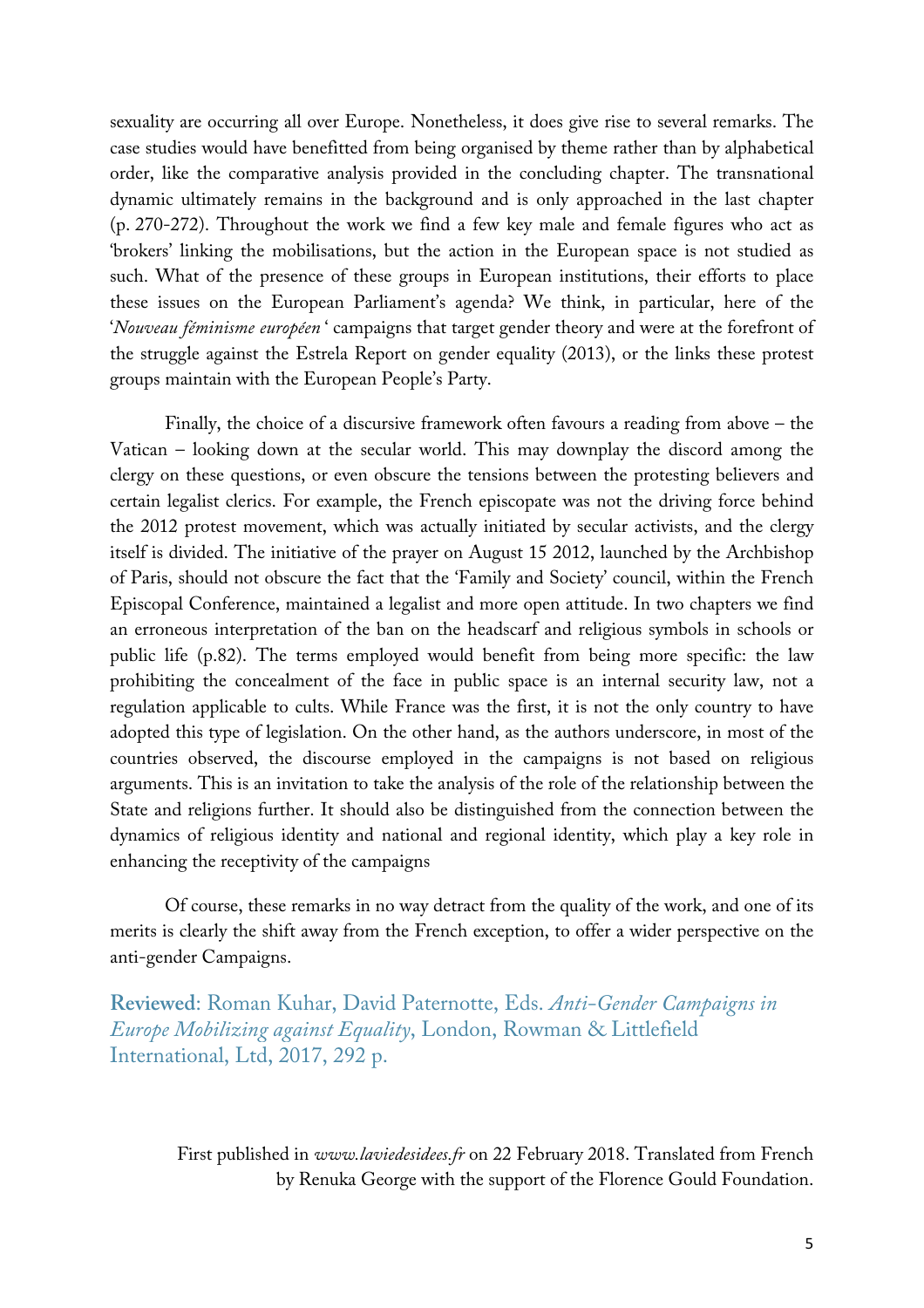sexuality are occurring all over Europe. Nonetheless, it does give rise to several remarks. The case studies would have benefitted from being organised by theme rather than by alphabetical order, like the comparative analysis provided in the concluding chapter. The transnational dynamic ultimately remains in the background and is only approached in the last chapter (p. 270-272). Throughout the work we find a few key male and female figures who act as 'brokers' linking the mobilisations, but the action in the European space is not studied as such. What of the presence of these groups in European institutions, their efforts to place these issues on the European Parliament's agenda? We think, in particular, here of the '*Nouveau féminisme européen* ' campaigns that target gender theory and were at the forefront of the struggle against the Estrela Report on gender equality (2013), or the links these protest groups maintain with the European People's Party.

Finally, the choice of a discursive framework often favours a reading from above – the Vatican – looking down at the secular world. This may downplay the discord among the clergy on these questions, or even obscure the tensions between the protesting believers and certain legalist clerics. For example, the French episcopate was not the driving force behind the 2012 protest movement, which was actually initiated by secular activists, and the clergy itself is divided. The initiative of the prayer on August 15 2012, launched by the Archbishop of Paris, should not obscure the fact that the 'Family and Society' council, within the French Episcopal Conference, maintained a legalist and more open attitude. In two chapters we find an erroneous interpretation of the ban on the headscarf and religious symbols in schools or public life (p.82). The terms employed would benefit from being more specific: the law prohibiting the concealment of the face in public space is an internal security law, not a regulation applicable to cults. While France was the first, it is not the only country to have adopted this type of legislation. On the other hand, as the authors underscore, in most of the countries observed, the discourse employed in the campaigns is not based on religious arguments. This is an invitation to take the analysis of the role of the relationship between the State and religions further. It should also be distinguished from the connection between the dynamics of religious identity and national and regional identity, which play a key role in enhancing the receptivity of the campaigns

Of course, these remarks in no way detract from the quality of the work, and one of its merits is clearly the shift away from the French exception, to offer a wider perspective on the anti-gender Campaigns.

**Reviewed**: Roman Kuhar, David Paternotte, Eds. *Anti-Gender Campaigns in Europe Mobilizing against Equality*, London, Rowman & Littlefield International, Ltd, 2017, 292 p.

First published in *www.laviedesidees.fr* on 22 February 2018. Translated from French by Renuka George with the support of the Florence Gould Foundation.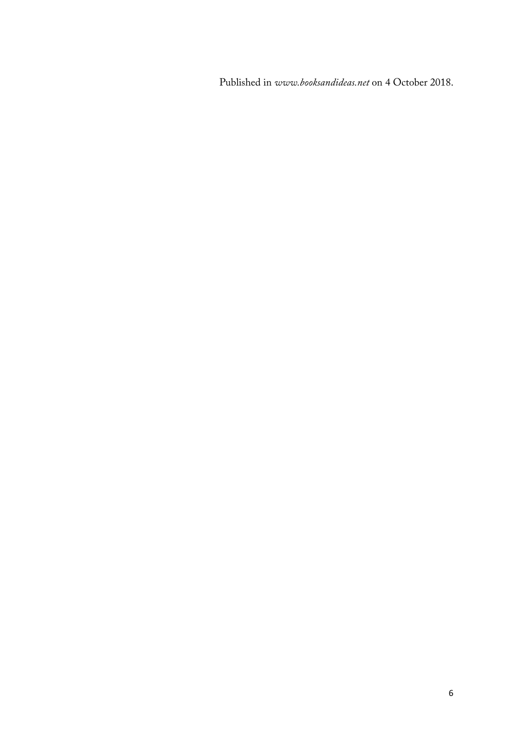Published in *www.booksandideas.net* on 4 October 2018.